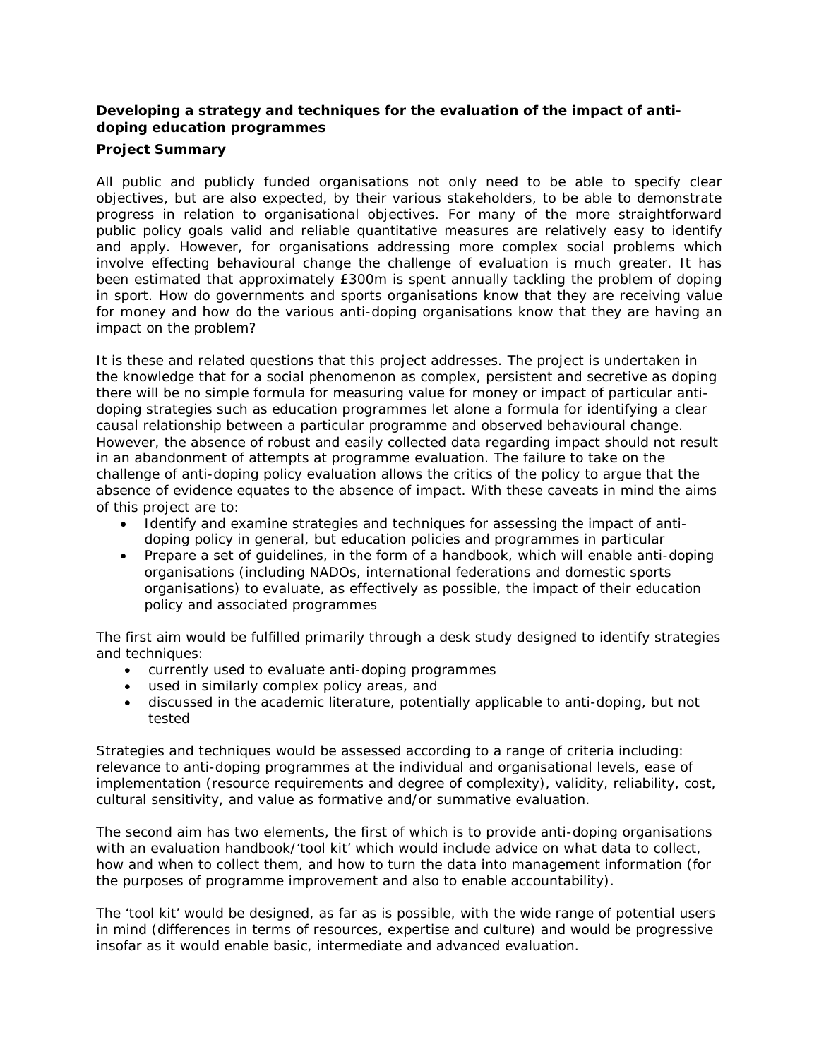**Developing a strategy and techniques for the evaluation of the impact of anti-doping education programmes**

**Project Summary**

All public and publicly funded organisations not only need to be able to specify clear objectives, but are also expected, by their various stakeholders, to be able to demonstrate progress in relation to organisational objectives. For many of the more straightforward public policy goals valid and reliable quantitative measures are relatively easy to identify and apply. However, for organisations addressing more complex social problems which involve effecting behavioural change the challenge of evaluation is much greater. It has been estimated that approximately £300m is spent annually tackling the problem of doping in sport. How do governments and sports organisations know that they are receiving value for money and how do the various anti-doping organisations know that they are having an impact on the problem?

It is these and related questions that this project addresses. The project is undertaken in the knowledge that for a social phenomenon as complex, persistent and secretive as doping there will be no simple formula for measuring value for money or impact of particular anti-doping strategies such as education programmes let alone a formula for identifying a clear causal relationship between a particular programme and observed behavioural change. However, the absence of robust and easily collected data regarding impact should not result in an abandonment of attempts at programme evaluation. The failure to take on the challenge of anti-doping policy evaluation allows the critics of the policy to argue that the absence of evidence equates to the absence of impact. With these caveats in mind the aims of this project are to:

- Identify and examine strategies and techniques for assessing the impact of anti-doping policy in general, but education policies and programmes in particular
- Prepare a set of guidelines, in the form of a handbook, which will enable anti-doping organisations (including NADOs, international federations and domestic sports organisations) to evaluate, as effectively as possible, the impact of their education policy and associated programmes

The first aim would be fulfilled primarily through a desk study designed to identify strategies and techniques:

- currently used to evaluate anti-doping programmes
- used in similarly complex policy areas, and
- discussed in the academic literature, potentially applicable to anti-doping, but not tested

Strategies and techniques would be assessed according to a range of criteria including: relevance to anti-doping programmes at the individual and organisational levels, ease of implementation (resource requirements and degree of complexity), validity, reliability, cost, cultural sensitivity, and value as formative and/or summative evaluation.

The second aim has two elements, the first of which is to provide anti-doping organisations with an evaluation handbook/'tool kit' which would include advice on what data to collect, how and when to collect them, and how to turn the data into management information (for the purposes of programme improvement and also to enable accountability).

The 'tool kit' would be designed, as far as is possible, with the wide range of potential users in mind (differences in terms of resources, expertise and culture) and would be progressive insofar as it would enable basic, intermediate and advanced evaluation.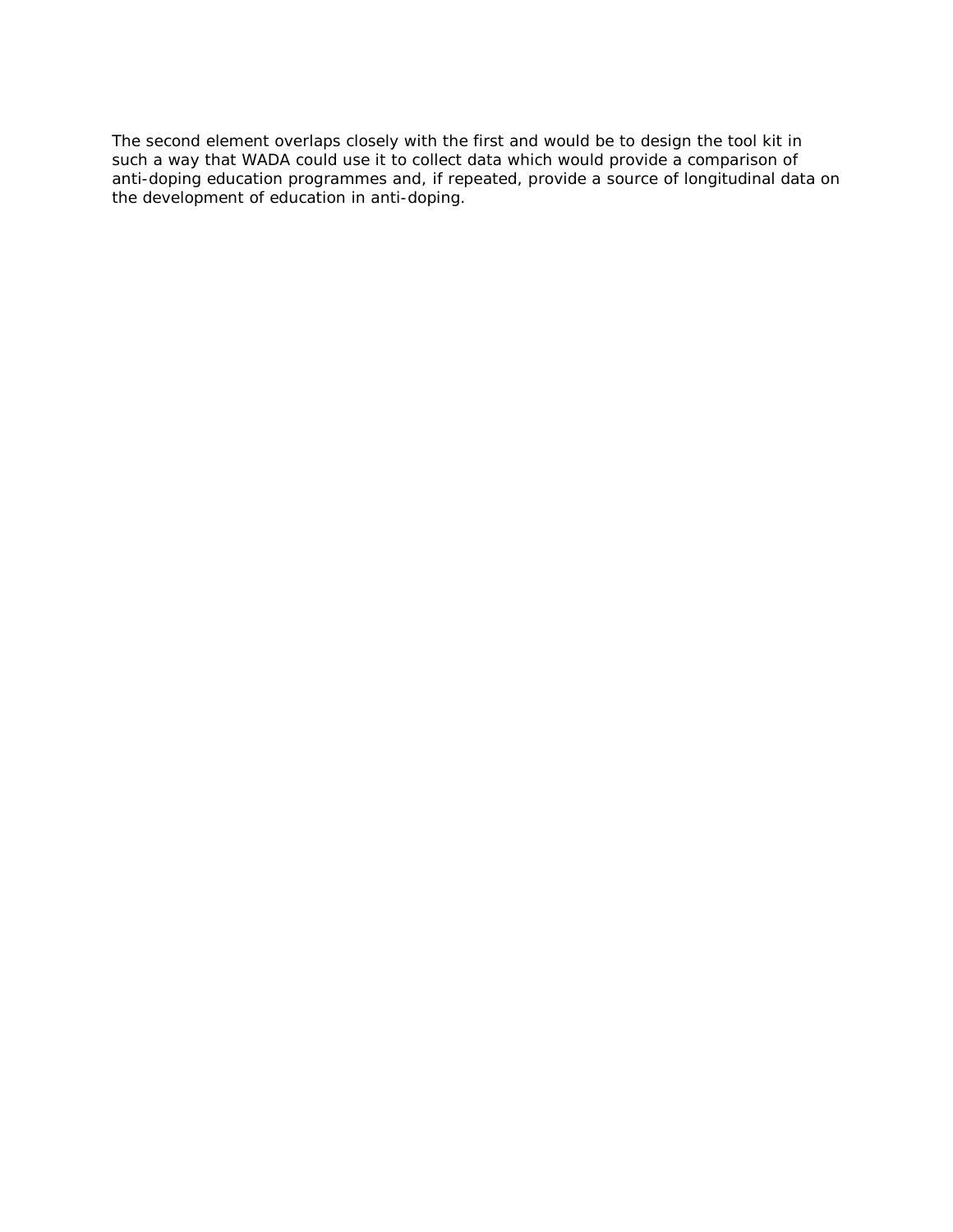The second element overlaps closely with the first and would be to design the tool kit in such a way that WADA could use it to collect data which would provide a comparison of anti-doping education programmes and, if repeated, provide a source of longitudinal data on the development of education in anti-doping.